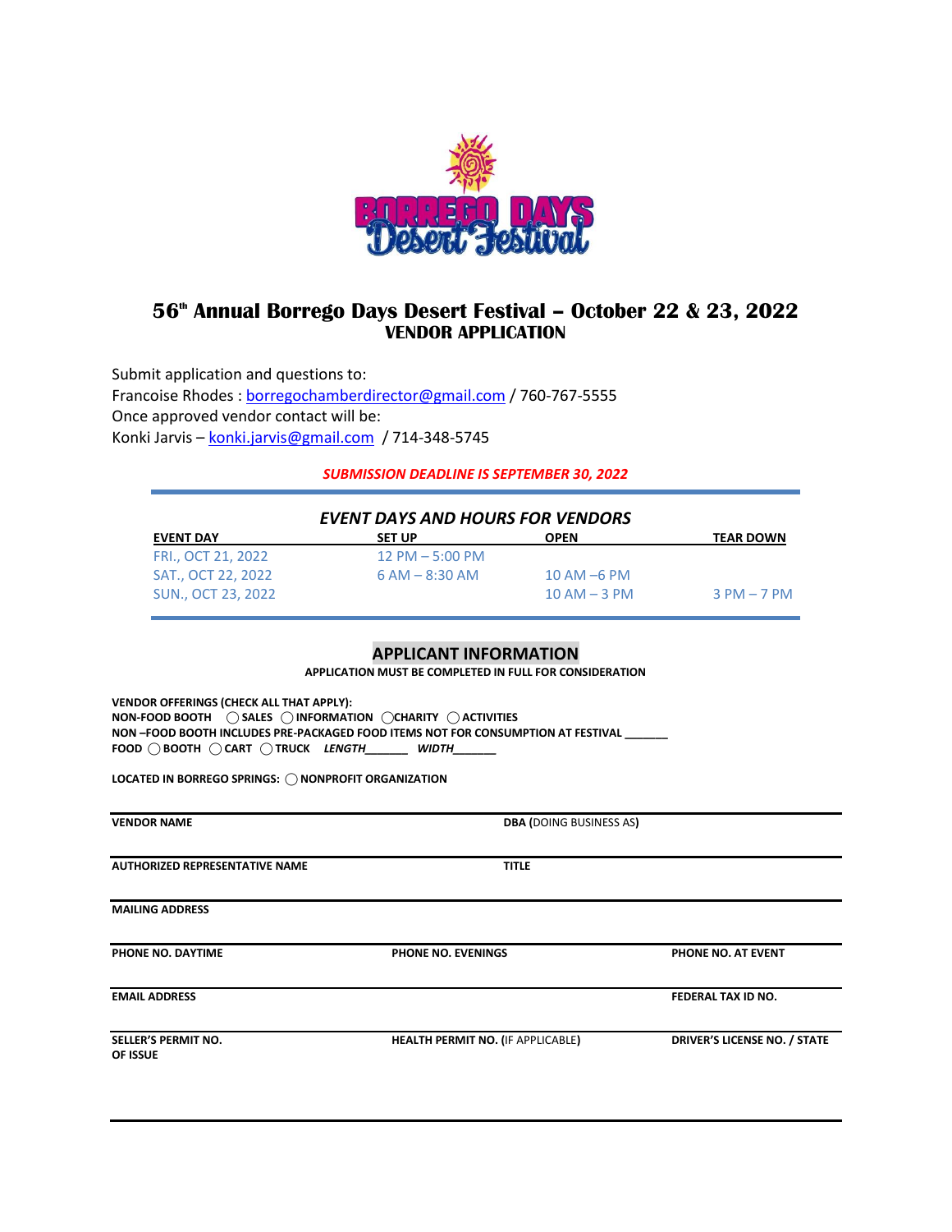# 56th Annual Borrego Days Desert Festival – October 22 & 23, 2022

## VENDOR APPLICATION

Submit application and questions to:
Francoise Rhodes : borregochamberdirector@gmail.com / 760-767-5555
Once approved vendor contact will be:
Konki Jarvis – konki.jarvis@gmail.com / 714-348-5745

***SUBMISSION DEADLINE IS SEPTEMBER 30, 2022***

### *EVENT DAYS AND HOURS FOR VENDORS*

| EVENT DAY | SET UP | OPEN | TEAR DOWN |
|---|---|---|---|
| FRI., OCT 21, 2022 | 12 PM – 5:00 PM | | |
| SAT., OCT 22, 2022 | 6 AM – 8:30 AM | 10 AM –6 PM | |
| SUN., OCT 23, 2022 | | 10 AM – 3 PM | 3 PM – 7 PM |

## APPLICANT INFORMATION

**APPLICATION MUST BE COMPLETED IN FULL FOR CONSIDERATION**

**VENDOR OFFERINGS (CHECK ALL THAT APPLY):**
**NON-FOOD BOOTH** ◯ **SALES** ◯ **INFORMATION** ◯ **CHARITY** ◯ **ACTIVITIES**
**NON –FOOD BOOTH INCLUDES PRE-PACKAGED FOOD ITEMS NOT FOR CONSUMPTION AT FESTIVAL _______**
**FOOD** ◯ **BOOTH** ◯ **CART** ◯ **TRUCK** ***LENGTH_______ WIDTH_______***

**LOCATED IN BORREGO SPRINGS:** ◯ **NONPROFIT ORGANIZATION**

| | | |
|---|---|---|
| **VENDOR NAME** | **DBA (**DOING BUSINESS AS**)** | |
| **AUTHORIZED REPRESENTATIVE NAME** | **TITLE** | |
| **MAILING ADDRESS** | | |
| **PHONE NO. DAYTIME** | **PHONE NO. EVENINGS** | **PHONE NO. AT EVENT** |
| **EMAIL ADDRESS** | | **FEDERAL TAX ID NO.** |
| **SELLER'S PERMIT NO.** | **HEALTH PERMIT NO. (**IF APPLICABLE**)** | **DRIVER'S LICENSE NO. / STATE OF ISSUE** |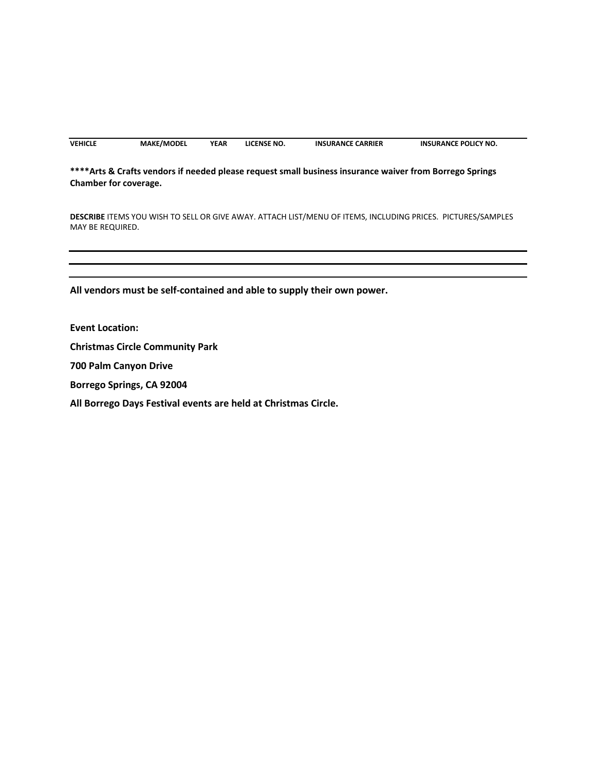| VEHICLE | MAKE/MODEL | YEAR | LICENSE NO. | INSURANCE CARRIER | INSURANCE POLICY NO. |
|---|---|---|---|---|---|

**\*\*\*\*Arts & Crafts vendors if needed please request small business insurance waiver from Borrego Springs Chamber for coverage.**

**DESCRIBE** ITEMS YOU WISH TO SELL OR GIVE AWAY. ATTACH LIST/MENU OF ITEMS, INCLUDING PRICES. PICTURES/SAMPLES MAY BE REQUIRED.

---

---

---

**All vendors must be self-contained and able to supply their own power.**

**Event Location:**

**Christmas Circle Community Park**

**700 Palm Canyon Drive**

**Borrego Springs, CA 92004**

**All Borrego Days Festival events are held at Christmas Circle.**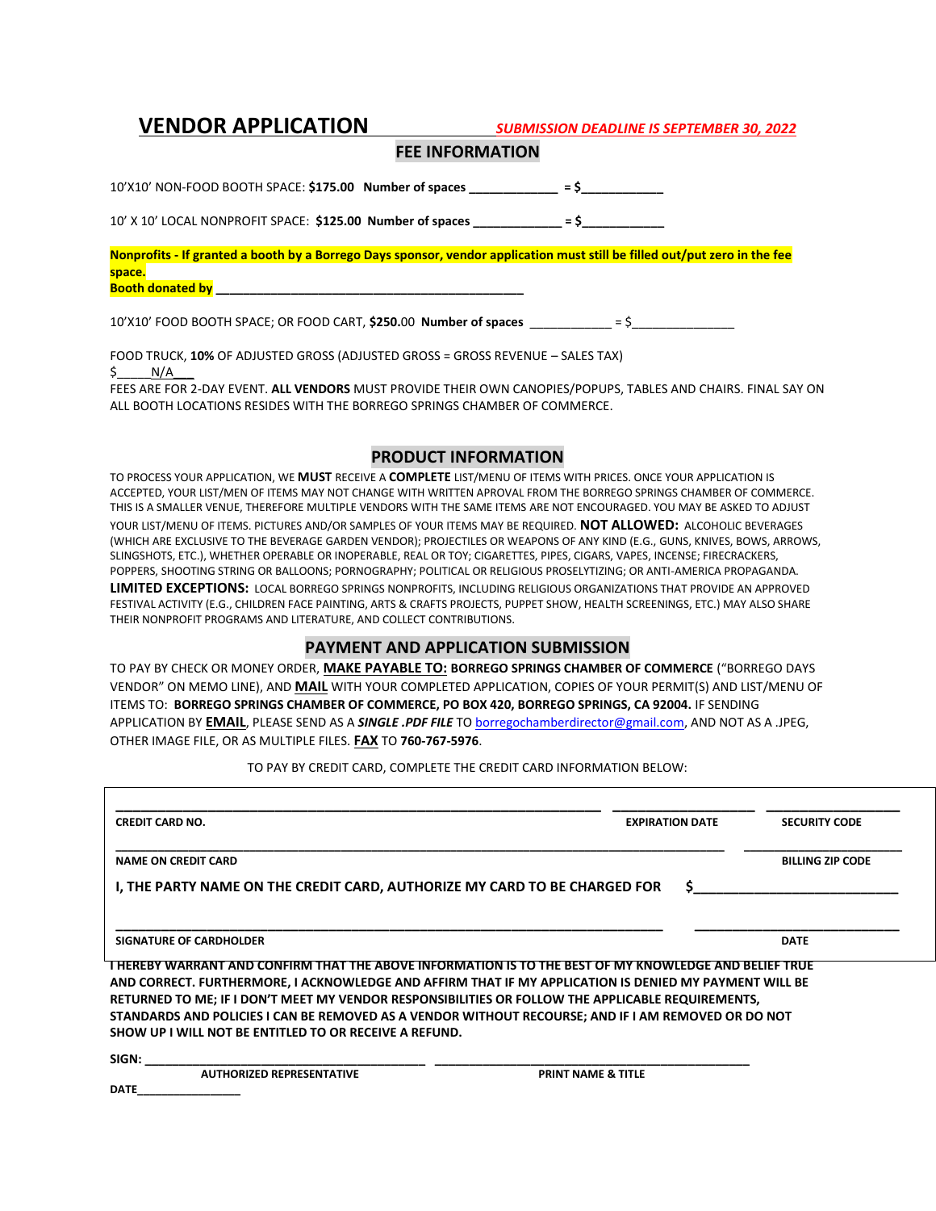# VENDOR APPLICATION

***SUBMISSION DEADLINE IS SEPTEMBER 30, 2022***

## FEE INFORMATION

10'X10' NON-FOOD BOOTH SPACE: **$175.00** **Number of spaces** _____________ **= $**____________

10' X 10' LOCAL NONPROFIT SPACE: **$125.00** **Number of spaces** _____________ **= $**____________

**Nonprofits - If granted a booth by a Borrego Days sponsor, vendor application must still be filled out/put zero in the fee space.**
**Booth donated by** ______________________________________________

10'X10' FOOD BOOTH SPACE; OR FOOD CART, **$250.**00 **Number of spaces** ____________ = $_______________

FOOD TRUCK, **10%** OF ADJUSTED GROSS (ADJUSTED GROSS = GROSS REVENUE – SALES TAX)
$_____N/A___

FEES ARE FOR 2-DAY EVENT. **ALL VENDORS** MUST PROVIDE THEIR OWN CANOPIES/POPUPS, TABLES AND CHAIRS. FINAL SAY ON ALL BOOTH LOCATIONS RESIDES WITH THE BORREGO SPRINGS CHAMBER OF COMMERCE.

## PRODUCT INFORMATION

TO PROCESS YOUR APPLICATION, WE **MUST** RECEIVE A **COMPLETE** LIST/MENU OF ITEMS WITH PRICES. ONCE YOUR APPLICATION IS ACCEPTED, YOUR LIST/MEN OF ITEMS MAY NOT CHANGE WITH WRITTEN APROVAL FROM THE BORREGO SPRINGS CHAMBER OF COMMERCE. THIS IS A SMALLER VENUE, THEREFORE MULTIPLE VENDORS WITH THE SAME ITEMS ARE NOT ENCOURAGED. YOU MAY BE ASKED TO ADJUST YOUR LIST/MENU OF ITEMS. PICTURES AND/OR SAMPLES OF YOUR ITEMS MAY BE REQUIRED. **NOT ALLOWED:** ALCOHOLIC BEVERAGES (WHICH ARE EXCLUSIVE TO THE BEVERAGE GARDEN VENDOR); PROJECTILES OR WEAPONS OF ANY KIND (E.G., GUNS, KNIVES, BOWS, ARROWS, SLINGSHOTS, ETC.), WHETHER OPERABLE OR INOPERABLE, REAL OR TOY; CIGARETTES, PIPES, CIGARS, VAPES, INCENSE; FIRECRACKERS, POPPERS, SHOOTING STRING OR BALLOONS; PORNOGRAPHY; POLITICAL OR RELIGIOUS PROSELYTIZING; OR ANTI-AMERICA PROPAGANDA. **LIMITED EXCEPTIONS:** LOCAL BORREGO SPRINGS NONPROFITS, INCLUDING RELIGIOUS ORGANIZATIONS THAT PROVIDE AN APPROVED FESTIVAL ACTIVITY (E.G., CHILDREN FACE PAINTING, ARTS & CRAFTS PROJECTS, PUPPET SHOW, HEALTH SCREENINGS, ETC.) MAY ALSO SHARE THEIR NONPROFIT PROGRAMS AND LITERATURE, AND COLLECT CONTRIBUTIONS.

## PAYMENT AND APPLICATION SUBMISSION

TO PAY BY CHECK OR MONEY ORDER, **MAKE PAYABLE TO:** **BORREGO SPRINGS CHAMBER OF COMMERCE** ("BORREGO DAYS VENDOR" ON MEMO LINE), AND **MAIL** WITH YOUR COMPLETED APPLICATION, COPIES OF YOUR PERMIT(S) AND LIST/MENU OF ITEMS TO: **BORREGO SPRINGS CHAMBER OF COMMERCE, PO BOX 420, BORREGO SPRINGS, CA 92004.** IF SENDING APPLICATION BY **EMAIL**, PLEASE SEND AS A ***SINGLE .PDF FILE*** TO borregochamberdirector@gmail.com, AND NOT AS A .JPEG, OTHER IMAGE FILE, OR AS MULTIPLE FILES. **FAX** TO **760-767-5976**.

TO PAY BY CREDIT CARD, COMPLETE THE CREDIT CARD INFORMATION BELOW:

| **CREDIT CARD NO.** | **EXPIRATION DATE** | **SECURITY CODE** |
|---|---|---|
| **NAME ON CREDIT CARD** | | **BILLING ZIP CODE** |

**I, THE PARTY NAME ON THE CREDIT CARD, AUTHORIZE MY CARD TO BE CHARGED FOR $**___________________________

______________________________________________ ____________________
**SIGNATURE OF CARDHOLDER** **DATE**

**I HEREBY WARRANT AND CONFIRM THAT THE ABOVE INFORMATION IS TO THE BEST OF MY KNOWLEDGE AND BELIEF TRUE AND CORRECT. FURTHERMORE, I ACKNOWLEDGE AND AFFIRM THAT IF MY APPLICATION IS DENIED MY PAYMENT WILL BE RETURNED TO ME; IF I DON'T MEET MY VENDOR RESPONSIBILITIES OR FOLLOW THE APPLICABLE REQUIREMENTS, STANDARDS AND POLICIES I CAN BE REMOVED AS A VENDOR WITHOUT RECOURSE; AND IF I AM REMOVED OR DO NOT SHOW UP I WILL NOT BE ENTITLED TO OR RECEIVE A REFUND.**

**SIGN:** ___________________________________ ________________________________________
**AUTHORIZED REPRESENTATIVE** **PRINT NAME & TITLE**

**DATE**________________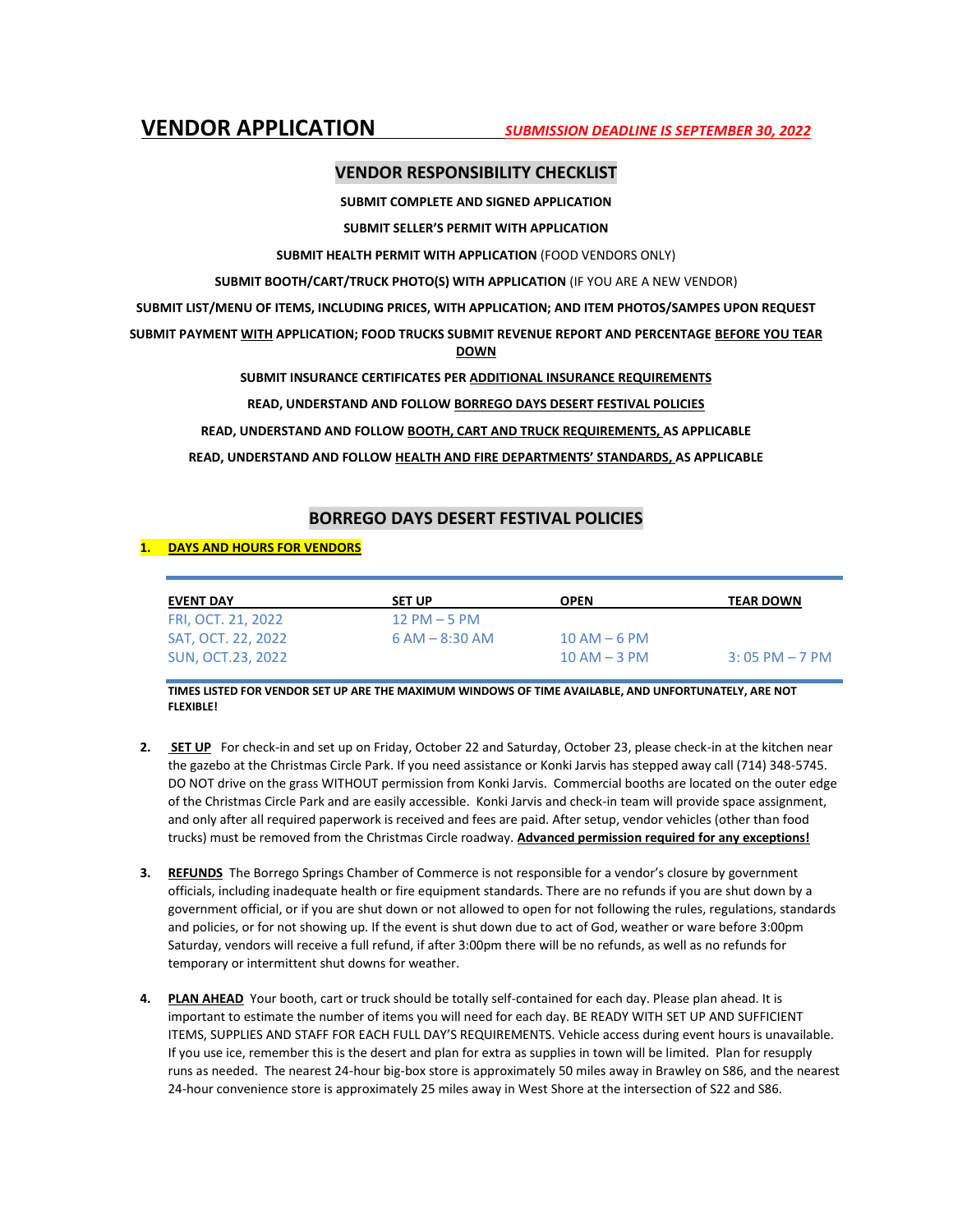# VENDOR APPLICATION

***SUBMISSION DEADLINE IS SEPTEMBER 30, 2022***

## VENDOR RESPONSIBILITY CHECKLIST

**SUBMIT COMPLETE AND SIGNED APPLICATION**

**SUBMIT SELLER'S PERMIT WITH APPLICATION**

**SUBMIT HEALTH PERMIT WITH APPLICATION** (FOOD VENDORS ONLY)

**SUBMIT BOOTH/CART/TRUCK PHOTO(S) WITH APPLICATION** (IF YOU ARE A NEW VENDOR)

**SUBMIT LIST/MENU OF ITEMS, INCLUDING PRICES, WITH APPLICATION; AND ITEM PHOTOS/SAMPES UPON REQUEST**

**SUBMIT PAYMENT WITH APPLICATION; FOOD TRUCKS SUBMIT REVENUE REPORT AND PERCENTAGE BEFORE YOU TEAR DOWN**

**SUBMIT INSURANCE CERTIFICATES PER ADDITIONAL INSURANCE REQUIREMENTS**

**READ, UNDERSTAND AND FOLLOW BORREGO DAYS DESERT FESTIVAL POLICIES**

**READ, UNDERSTAND AND FOLLOW BOOTH, CART AND TRUCK REQUIREMENTS, AS APPLICABLE**

**READ, UNDERSTAND AND FOLLOW HEALTH AND FIRE DEPARTMENTS' STANDARDS, AS APPLICABLE**

## BORREGO DAYS DESERT FESTIVAL POLICIES

**1. DAYS AND HOURS FOR VENDORS**

| EVENT DAY | SET UP | OPEN | TEAR DOWN |
|---|---|---|---|
| FRI, OCT. 21, 2022 | 12 PM – 5 PM | | |
| SAT, OCT. 22, 2022 | 6 AM – 8:30 AM | 10 AM – 6 PM | |
| SUN, OCT.23, 2022 | | 10 AM – 3 PM | 3: 05 PM – 7 PM |

**TIMES LISTED FOR VENDOR SET UP ARE THE MAXIMUM WINDOWS OF TIME AVAILABLE, AND UNFORTUNATELY, ARE NOT FLEXIBLE!**

2. **SET UP** For check-in and set up on Friday, October 22 and Saturday, October 23, please check-in at the kitchen near the gazebo at the Christmas Circle Park. If you need assistance or Konki Jarvis has stepped away call (714) 348-5745. DO NOT drive on the grass WITHOUT permission from Konki Jarvis. Commercial booths are located on the outer edge of the Christmas Circle Park and are easily accessible. Konki Jarvis and check-in team will provide space assignment, and only after all required paperwork is received and fees are paid. After setup, vendor vehicles (other than food trucks) must be removed from the Christmas Circle roadway. **Advanced permission required for any exceptions!**

3. **REFUNDS** The Borrego Springs Chamber of Commerce is not responsible for a vendor's closure by government officials, including inadequate health or fire equipment standards. There are no refunds if you are shut down by a government official, or if you are shut down or not allowed to open for not following the rules, regulations, standards and policies, or for not showing up. If the event is shut down due to act of God, weather or ware before 3:00pm Saturday, vendors will receive a full refund, if after 3:00pm there will be no refunds, as well as no refunds for temporary or intermittent shut downs for weather.

4. **PLAN AHEAD** Your booth, cart or truck should be totally self-contained for each day. Please plan ahead. It is important to estimate the number of items you will need for each day. BE READY WITH SET UP AND SUFFICIENT ITEMS, SUPPLIES AND STAFF FOR EACH FULL DAY'S REQUIREMENTS. Vehicle access during event hours is unavailable. If you use ice, remember this is the desert and plan for extra as supplies in town will be limited. Plan for resupply runs as needed. The nearest 24-hour big-box store is approximately 50 miles away in Brawley on S86, and the nearest 24-hour convenience store is approximately 25 miles away in West Shore at the intersection of S22 and S86.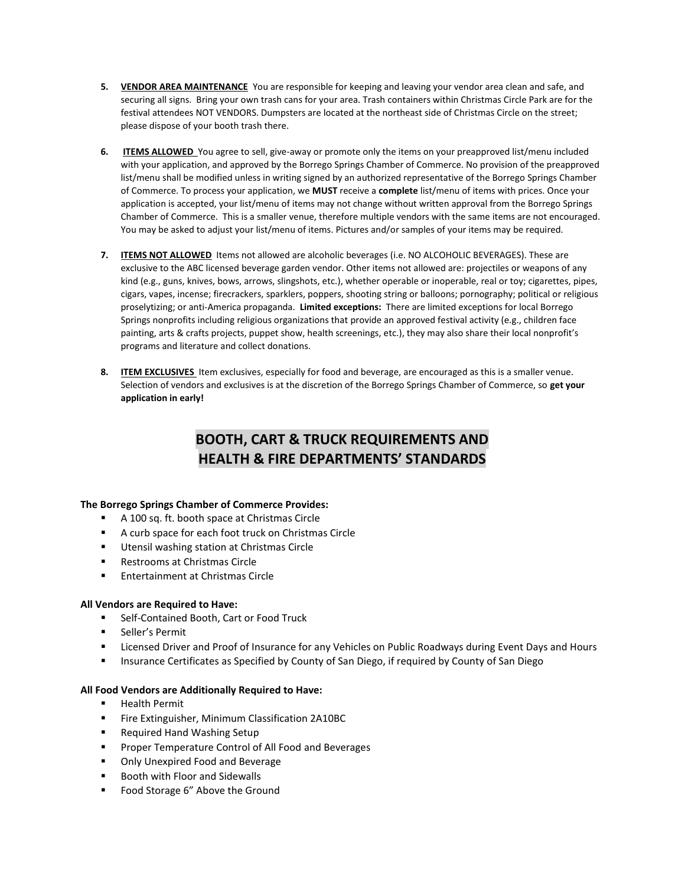5. **VENDOR AREA MAINTENANCE** You are responsible for keeping and leaving your vendor area clean and safe, and securing all signs. Bring your own trash cans for your area. Trash containers within Christmas Circle Park are for the festival attendees NOT VENDORS. Dumpsters are located at the northeast side of Christmas Circle on the street; please dispose of your booth trash there.

6. **ITEMS ALLOWED** You agree to sell, give-away or promote only the items on your preapproved list/menu included with your application, and approved by the Borrego Springs Chamber of Commerce. No provision of the preapproved list/menu shall be modified unless in writing signed by an authorized representative of the Borrego Springs Chamber of Commerce. To process your application, we **MUST** receive a **complete** list/menu of items with prices. Once your application is accepted, your list/menu of items may not change without written approval from the Borrego Springs Chamber of Commerce. This is a smaller venue, therefore multiple vendors with the same items are not encouraged. You may be asked to adjust your list/menu of items. Pictures and/or samples of your items may be required.

7. **ITEMS NOT ALLOWED** Items not allowed are alcoholic beverages (i.e. NO ALCOHOLIC BEVERAGES). These are exclusive to the ABC licensed beverage garden vendor. Other items not allowed are: projectiles or weapons of any kind (e.g., guns, knives, bows, arrows, slingshots, etc.), whether operable or inoperable, real or toy; cigarettes, pipes, cigars, vapes, incense; firecrackers, sparklers, poppers, shooting string or balloons; pornography; political or religious proselytizing; or anti-America propaganda. **Limited exceptions:** There are limited exceptions for local Borrego Springs nonprofits including religious organizations that provide an approved festival activity (e.g., children face painting, arts & crafts projects, puppet show, health screenings, etc.), they may also share their local nonprofit's programs and literature and collect donations.

8. **ITEM EXCLUSIVES** Item exclusives, especially for food and beverage, are encouraged as this is a smaller venue. Selection of vendors and exclusives is at the discretion of the Borrego Springs Chamber of Commerce, so **get your application in early!**

## BOOTH, CART & TRUCK REQUIREMENTS AND HEALTH & FIRE DEPARTMENTS' STANDARDS

**The Borrego Springs Chamber of Commerce Provides:**

- A 100 sq. ft. booth space at Christmas Circle
- A curb space for each foot truck on Christmas Circle
- Utensil washing station at Christmas Circle
- Restrooms at Christmas Circle
- Entertainment at Christmas Circle

**All Vendors are Required to Have:**

- Self-Contained Booth, Cart or Food Truck
- Seller's Permit
- Licensed Driver and Proof of Insurance for any Vehicles on Public Roadways during Event Days and Hours
- Insurance Certificates as Specified by County of San Diego, if required by County of San Diego

**All Food Vendors are Additionally Required to Have:**

- Health Permit
- Fire Extinguisher, Minimum Classification 2A10BC
- Required Hand Washing Setup
- Proper Temperature Control of All Food and Beverages
- Only Unexpired Food and Beverage
- Booth with Floor and Sidewalls
- Food Storage 6" Above the Ground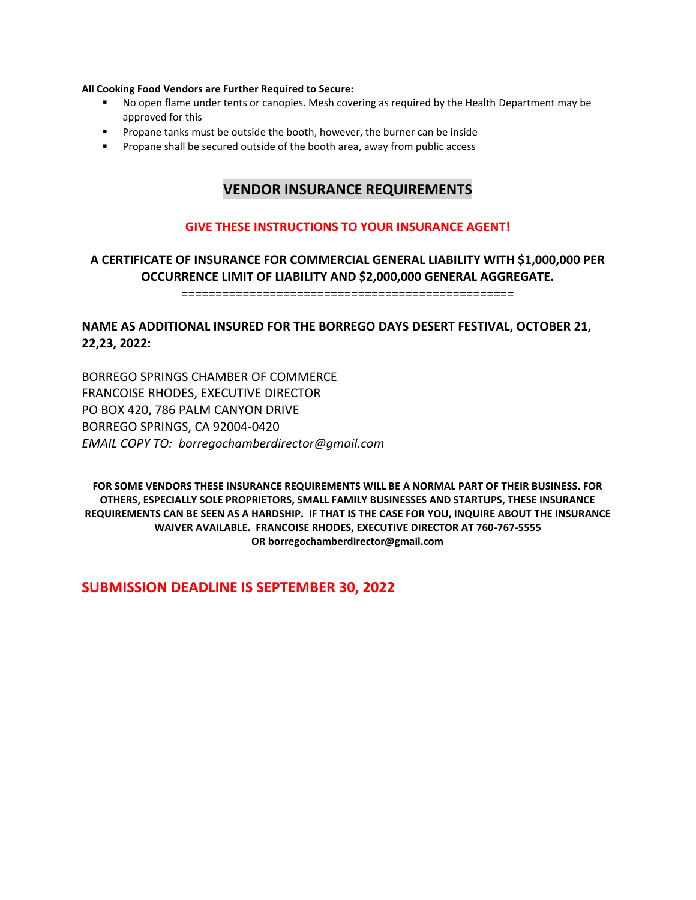**All Cooking Food Vendors are Further Required to Secure:**

- No open flame under tents or canopies. Mesh covering as required by the Health Department may be approved for this
- Propane tanks must be outside the booth, however, the burner can be inside
- Propane shall be secured outside of the booth area, away from public access

## VENDOR INSURANCE REQUIREMENTS

**GIVE THESE INSTRUCTIONS TO YOUR INSURANCE AGENT!**

**A CERTIFICATE OF INSURANCE FOR COMMERCIAL GENERAL LIABILITY WITH $1,000,000 PER OCCURRENCE LIMIT OF LIABILITY AND $2,000,000 GENERAL AGGREGATE.**

================================================

**NAME AS ADDITIONAL INSURED FOR THE BORREGO DAYS DESERT FESTIVAL, OCTOBER 21, 22,23, 2022:**

BORREGO SPRINGS CHAMBER OF COMMERCE
FRANCOISE RHODES, EXECUTIVE DIRECTOR
PO BOX 420, 786 PALM CANYON DRIVE
BORREGO SPRINGS, CA 92004-0420
*EMAIL COPY TO: borregochamberdirector@gmail.com*

**FOR SOME VENDORS THESE INSURANCE REQUIREMENTS WILL BE A NORMAL PART OF THEIR BUSINESS. FOR OTHERS, ESPECIALLY SOLE PROPRIETORS, SMALL FAMILY BUSINESSES AND STARTUPS, THESE INSURANCE REQUIREMENTS CAN BE SEEN AS A HARDSHIP. IF THAT IS THE CASE FOR YOU, INQUIRE ABOUT THE INSURANCE WAIVER AVAILABLE. FRANCOISE RHODES, EXECUTIVE DIRECTOR AT 760-767-5555 OR borregochamberdirector@gmail.com**

## SUBMISSION DEADLINE IS SEPTEMBER 30, 2022